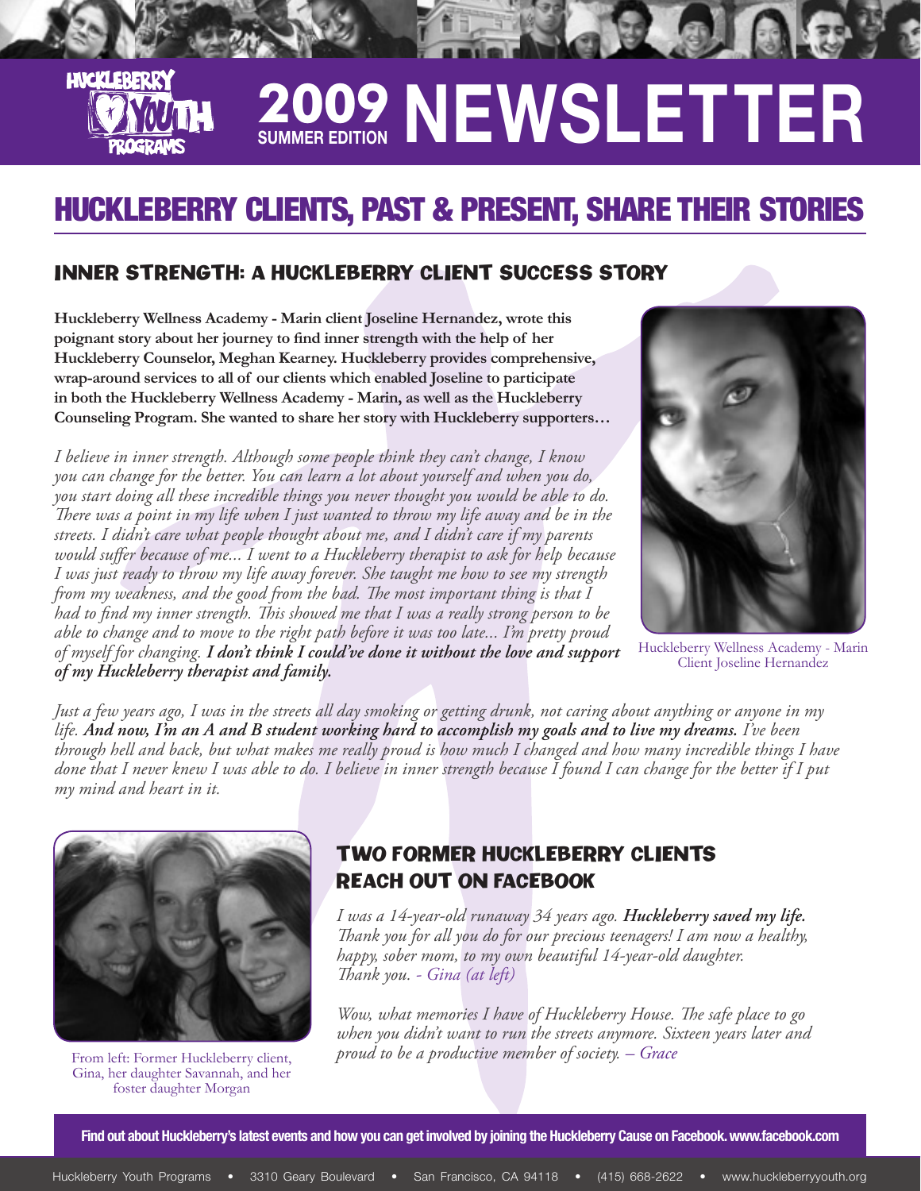# 2009 SUMMER EDITION NEWSLETTER

Huckleberry Youth Programs

## HUCKLEBERRY CLIENTS, PAST & PRESENT, SHARE THEIR STORIES

### INNER STRENGTH: A HUCKLEBERRY CLIENT SUCCESS STORY

**Huckleberry Wellness Academy - Marin client Joseline Hernandez, wrote this poignant story about her journey to find inner strength with the help of her Huckleberry Counselor, Meghan Kearney. Huckleberry provides comprehensive, wrap-around services to all of our clients which enabled Joseline to participate in both the Huckleberry Wellness Academy - Marin, as well as the Huckleberry Counseling Program. She wanted to share her story with Huckleberry supporters…**

*I believe in inner strength. Although some people think they can't change, I know you can change for the better. You can learn a lot about yourself and when you do, you start doing all these incredible things you never thought you would be able to do. There was a point in my life when I just wanted to throw my life away and be in the streets. I didn't care what people thought about me, and I didn't care if my parents would suffer because of me... I went to a Huckleberry therapist to ask for help because I was just ready to throw my life away forever. She taught me how to see my strength from my weakness, and the good from the bad. The most important thing is that I had to find my inner strength. This showed me that I was a really strong person to be able to change and to move to the right path before it was too late... I'm pretty proud of myself for changing.* ***I don't think I could've done it without the love and support of my Huckleberry therapist and family.***

Huckleberry Wellness Academy - Marin Client Joseline Hernandez

*Just a few years ago, I was in the streets all day smoking or getting drunk, not caring about anything or anyone in my life.* ***And now, I'm an A and B student working hard to accomplish my goals and to live my dreams.*** *I've been through hell and back, but what makes me really proud is how much I changed and how many incredible things I have done that I never knew I was able to do. I believe in inner strength because I found I can change for the better if I put my mind and heart in it.*

### TWO FORMER HUCKLEBERRY CLIENTS REACH OUT ON FACEBOOK

*I was a 14-year-old runaway 34 years ago.* ***Huckleberry saved my life.*** *Thank you for all you do for our precious teenagers! I am now a healthy, happy, sober mom, to my own beautiful 14-year-old daughter. Thank you. - Gina (at left)*

*Wow, what memories I have of Huckleberry House. The safe place to go when you didn't want to run the streets anymore. Sixteen years later and proud to be a productive member of society. – Grace*

From left: Former Huckleberry client, Gina, her daughter Savannah, and her foster daughter Morgan

**Find out about Huckleberry's latest events and how you can get involved by joining the Huckleberry Cause on Facebook. www.facebook.com**

Huckleberry Youth Programs • 3310 Geary Boulevard • San Francisco, CA 94118 • (415) 668-2622 • www.huckleberryyouth.org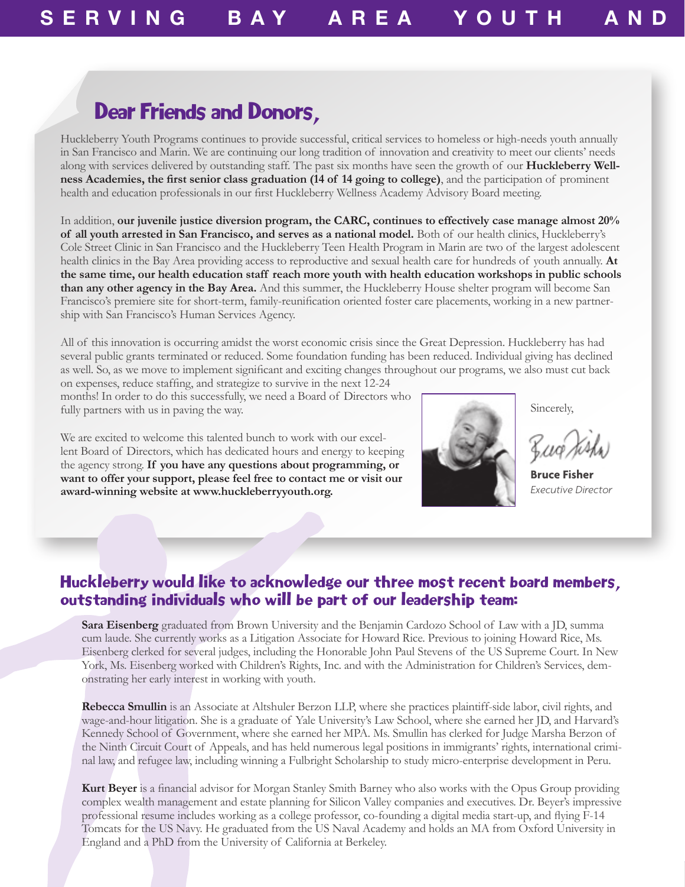## Dear Friends and Donors,

Huckleberry Youth Programs continues to provide successful, critical services to homeless or high-needs youth annually in San Francisco and Marin. We are continuing our long tradition of innovation and creativity to meet our clients' needs along with services delivered by outstanding staff. The past six months have seen the growth of our **Huckleberry Wellness Academies, the first senior class graduation (14 of 14 going to college)**, and the participation of prominent health and education professionals in our first Huckleberry Wellness Academy Advisory Board meeting.

In addition, **our juvenile justice diversion program, the CARC, continues to effectively case manage almost 20% of all youth arrested in San Francisco, and serves as a national model.** Both of our health clinics, Huckleberry's Cole Street Clinic in San Francisco and the Huckleberry Teen Health Program in Marin are two of the largest adolescent health clinics in the Bay Area providing access to reproductive and sexual health care for hundreds of youth annually. **At the same time, our health education staff reach more youth with health education workshops in public schools than any other agency in the Bay Area.** And this summer, the Huckleberry House shelter program will become San Francisco's premiere site for short-term, family-reunification oriented foster care placements, working in a new partnership with San Francisco's Human Services Agency.

All of this innovation is occurring amidst the worst economic crisis since the Great Depression. Huckleberry has had several public grants terminated or reduced. Some foundation funding has been reduced. Individual giving has declined as well. So, as we move to implement significant and exciting changes throughout our programs, we also must cut back on expenses, reduce staffing, and strategize to survive in the next 12-24 months! In order to do this successfully, we need a Board of Directors who fully partners with us in paving the way.

We are excited to welcome this talented bunch to work with our excellent Board of Directors, which has dedicated hours and energy to keeping the agency strong. **If you have any questions about programming, or want to offer your support, please feel free to contact me or visit our award-winning website at www.huckleberryyouth.org.**

Sincerely,

**Bruce Fisher**
*Executive Director*

### Huckleberry would like to acknowledge our three most recent board members, outstanding individuals who will be part of our leadership team:

**Sara Eisenberg** graduated from Brown University and the Benjamin Cardozo School of Law with a JD, summa cum laude. She currently works as a Litigation Associate for Howard Rice. Previous to joining Howard Rice, Ms. Eisenberg clerked for several judges, including the Honorable John Paul Stevens of the US Supreme Court. In New York, Ms. Eisenberg worked with Children's Rights, Inc. and with the Administration for Children's Services, demonstrating her early interest in working with youth.

**Rebecca Smullin** is an Associate at Altshuler Berzon LLP, where she practices plaintiff-side labor, civil rights, and wage-and-hour litigation. She is a graduate of Yale University's Law School, where she earned her JD, and Harvard's Kennedy School of Government, where she earned her MPA. Ms. Smullin has clerked for Judge Marsha Berzon of the Ninth Circuit Court of Appeals, and has held numerous legal positions in immigrants' rights, international criminal law, and refugee law, including winning a Fulbright Scholarship to study micro-enterprise development in Peru.

**Kurt Beyer** is a financial advisor for Morgan Stanley Smith Barney who also works with the Opus Group providing complex wealth management and estate planning for Silicon Valley companies and executives. Dr. Beyer's impressive professional resume includes working as a college professor, co-founding a digital media start-up, and flying F-14 Tomcats for the US Navy. He graduated from the US Naval Academy and holds an MA from Oxford University in England and a PhD from the University of California at Berkeley.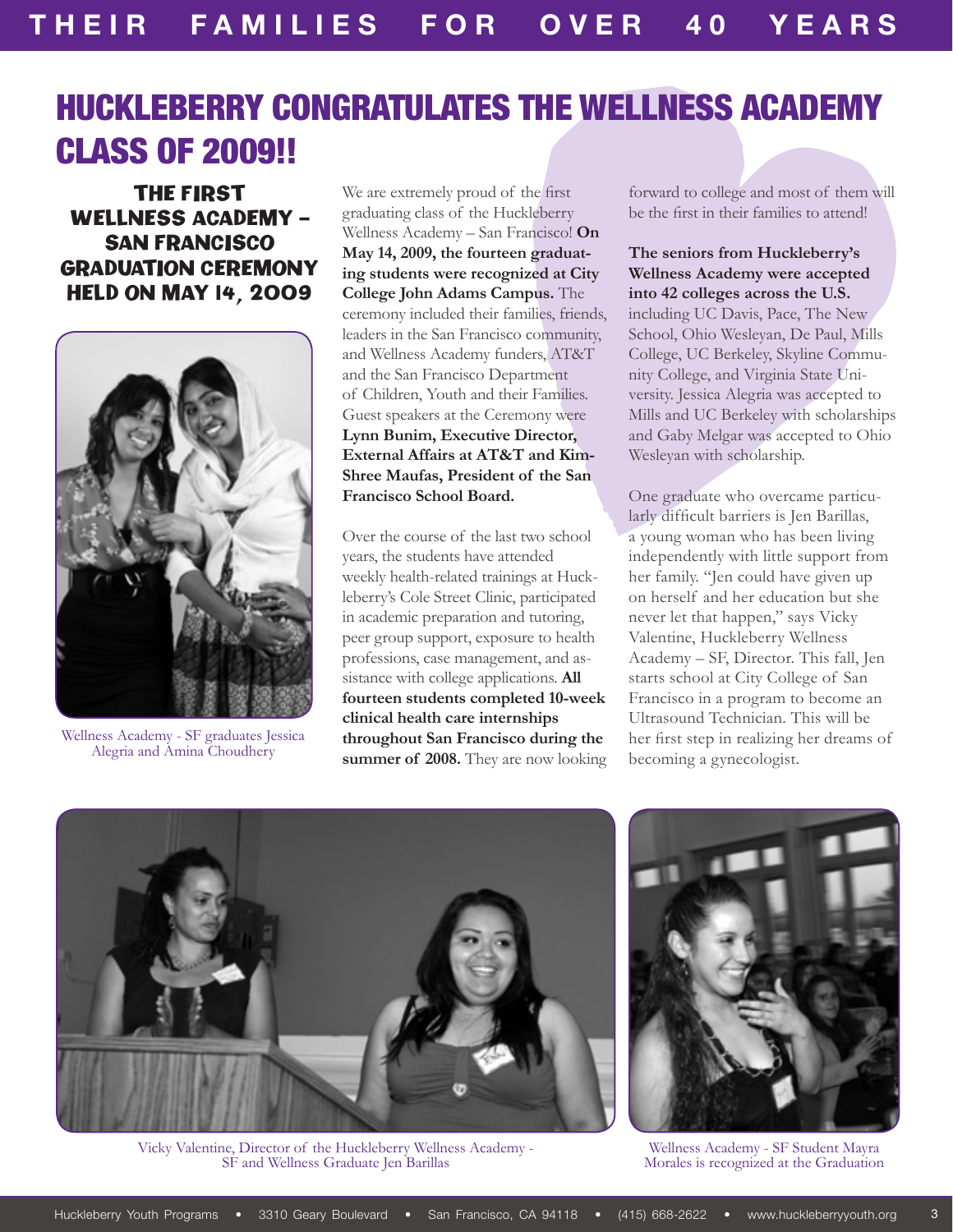# HUCKLEBERRY CONGRATULATES THE WELLNESS ACADEMY CLASS OF 2009!!

## THE FIRST WELLNESS ACADEMY – SAN FRANCISCO GRADUATION CEREMONY HELD ON MAY 14, 2009

Wellness Academy - SF graduates Jessica Alegria and Amina Choudhery

We are extremely proud of the first graduating class of the Huckleberry Wellness Academy – San Francisco! **On May 14, 2009, the fourteen graduating students were recognized at City College John Adams Campus.** The ceremony included their families, friends, leaders in the San Francisco community, and Wellness Academy funders, AT&T and the San Francisco Department of Children, Youth and their Families. Guest speakers at the Ceremony were **Lynn Bunim, Executive Director, External Affairs at AT&T and Kim-Shree Maufas, President of the San Francisco School Board.**

Over the course of the last two school years, the students have attended weekly health-related trainings at Huckleberry's Cole Street Clinic, participated in academic preparation and tutoring, peer group support, exposure to health professions, case management, and assistance with college applications. **All fourteen students completed 10-week clinical health care internships throughout San Francisco during the summer of 2008.** They are now looking forward to college and most of them will be the first in their families to attend!

**The seniors from Huckleberry's Wellness Academy were accepted into 42 colleges across the U.S.** including UC Davis, Pace, The New School, Ohio Wesleyan, De Paul, Mills College, UC Berkeley, Skyline Community College, and Virginia State University. Jessica Alegria was accepted to Mills and UC Berkeley with scholarships and Gaby Melgar was accepted to Ohio Wesleyan with scholarship.

One graduate who overcame particularly difficult barriers is Jen Barillas, a young woman who has been living independently with little support from her family. "Jen could have given up on herself and her education but she never let that happen," says Vicky Valentine, Huckleberry Wellness Academy – SF, Director. This fall, Jen starts school at City College of San Francisco in a program to become an Ultrasound Technician. This will be her first step in realizing her dreams of becoming a gynecologist.

Vicky Valentine, Director of the Huckleberry Wellness Academy - SF and Wellness Graduate Jen Barillas

Wellness Academy - SF Student Mayra Morales is recognized at the Graduation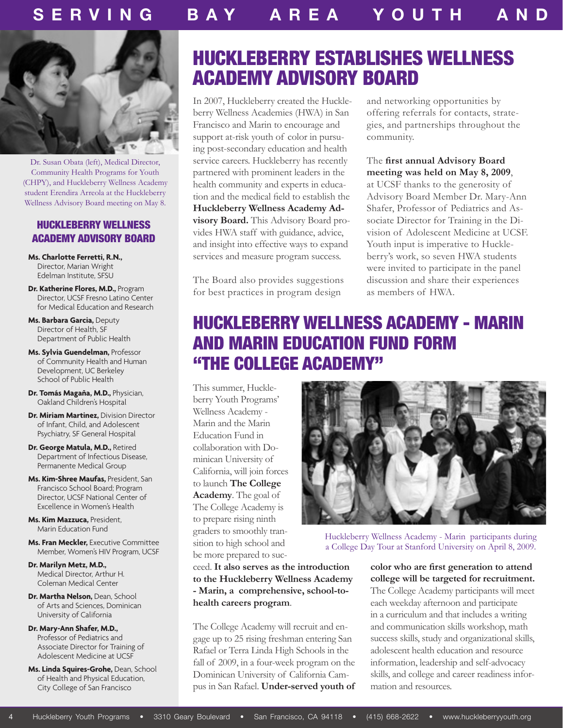# HUCKLEBERRY ESTABLISHES WELLNESS ACADEMY ADVISORY BOARD

Dr. Susan Obata (left), Medical Director, Community Health Programs for Youth (CHPY), and Huckleberry Wellness Academy student Erendira Arreola at the Huckleberry Wellness Advisory Board meeting on May 8.

In 2007, Huckleberry created the Huckleberry Wellness Academies (HWA) in San Francisco and Marin to encourage and support at-risk youth of color in pursuing post-secondary education and health service careers. Huckleberry has recently partnered with prominent leaders in the health community and experts in education and the medical field to establish the **Huckleberry Wellness Academy Advisory Board.** This Advisory Board provides HWA staff with guidance, advice, and insight into effective ways to expand services and measure program success.

The Board also provides suggestions for best practices in program design and networking opportunities by offering referrals for contacts, strategies, and partnerships throughout the community.

The **first annual Advisory Board meeting was held on May 8, 2009**, at UCSF thanks to the generosity of Advisory Board Member Dr. Mary-Ann Shafer, Professor of Pediatrics and Associate Director for Training in the Division of Adolescent Medicine at UCSF. Youth input is imperative to Huckleberry's work, so seven HWA students were invited to participate in the panel discussion and share their experiences as members of HWA.

## HUCKLEBERRY WELLNESS ACADEMY ADVISORY BOARD

- **Ms. Charlotte Ferretti, R.N.,** Director, Marian Wright Edelman Institute, SFSU
- **Dr. Katherine Flores, M.D.,** Program Director, UCSF Fresno Latino Center for Medical Education and Research
- **Ms. Barbara Garcia,** Deputy Director of Health, SF Department of Public Health
- **Ms. Sylvia Guendelman,** Professor of Community Health and Human Development, UC Berkeley School of Public Health
- **Dr. Tomás Magaña, M.D.,** Physician, Oakland Children's Hospital
- **Dr. Miriam Martinez,** Division Director of Infant, Child, and Adolescent Psychiatry, SF General Hospital
- **Dr. George Matula, M.D.,** Retired Department of Infectious Disease, Permanente Medical Group
- **Ms. Kim-Shree Maufas,** President, San Francisco School Board; Program Director, UCSF National Center of Excellence in Women's Health
- **Ms. Kim Mazzuca,** President, Marin Education Fund
- **Ms. Fran Meckler,** Executive Committee Member, Women's HIV Program, UCSF
- **Dr. Marilyn Metz, M.D.,** Medical Director, Arthur H. Coleman Medical Center
- **Dr. Martha Nelson,** Dean, School of Arts and Sciences, Dominican University of California
- **Dr. Mary-Ann Shafer, M.D.,** Professor of Pediatrics and Associate Director for Training of Adolescent Medicine at UCSF
- **Ms. Linda Squires-Grohe,** Dean, School of Health and Physical Education, City College of San Francisco

# HUCKLEBERRY WELLNESS ACADEMY - MARIN AND MARIN EDUCATION FUND FORM "THE COLLEGE ACADEMY"

This summer, Huckleberry Youth Programs' Wellness Academy - Marin and the Marin Education Fund in collaboration with Dominican University of California, will join forces to launch **The College Academy**. The goal of The College Academy is to prepare rising ninth graders to smoothly transition to high school and be more prepared to succeed. **It also serves as the introduction to the Huckleberry Wellness Academy - Marin, a comprehensive, school-to-health careers program**.

Huckleberry Wellness Academy - Marin participants during a College Day Tour at Stanford University on April 8, 2009.

The College Academy will recruit and engage up to 25 rising freshman entering San Rafael or Terra Linda High Schools in the fall of 2009, in a four-week program on the Dominican University of California Campus in San Rafael. **Under-served youth of color who are first generation to attend college will be targeted for recruitment.** The College Academy participants will meet each weekday afternoon and participate in a curriculum and that includes a writing and communication skills workshop, math success skills, study and organizational skills, adolescent health education and resource information, leadership and self-advocacy skills, and college and career readiness information and resources.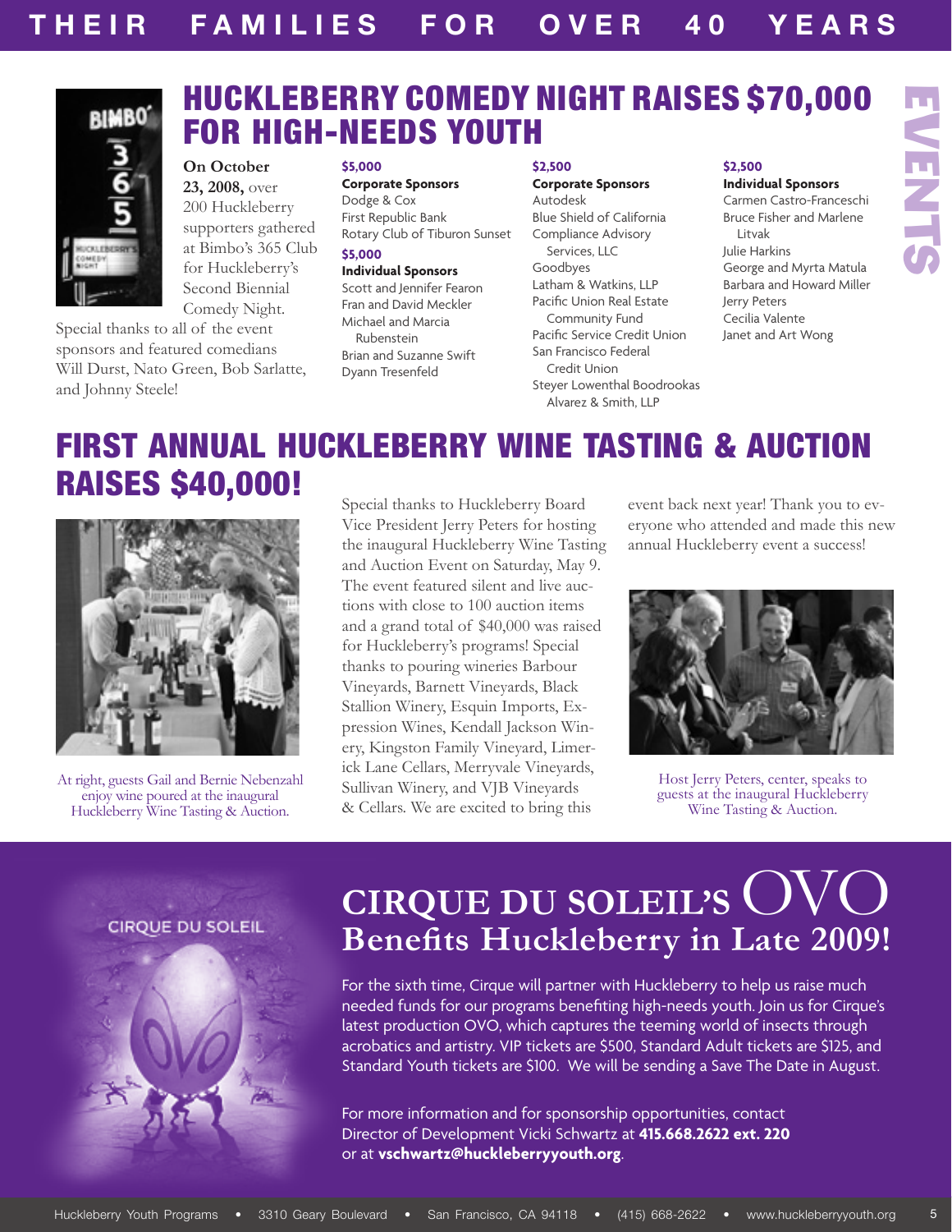# HUCKLEBERRY COMEDY NIGHT RAISES $70,000 FOR HIGH-NEEDS YOUTH

**On October 23, 2008,** over 200 Huckleberry supporters gathered at Bimbo's 365 Club for Huckleberry's Second Biennial Comedy Night. Special thanks to all of the event sponsors and featured comedians Will Durst, Nato Green, Bob Sarlatte, and Johnny Steele!

**$5,000**
**Corporate Sponsors**
Dodge & Cox
First Republic Bank
Rotary Club of Tiburon Sunset

**$5,000**
**Individual Sponsors**
Scott and Jennifer Fearon
Fran and David Meckler
Michael and Marcia Rubenstein
Brian and Suzanne Swift
Dyann Tresenfeld

**$2,500**
**Corporate Sponsors**
Autodesk
Blue Shield of California
Compliance Advisory Services, LLC
Goodbyes
Latham & Watkins, LLP
Pacific Union Real Estate Community Fund
Pacific Service Credit Union
San Francisco Federal Credit Union
Steyer Lowenthal Boodrookas Alvarez & Smith, LLP

**$2,500**
**Individual Sponsors**
Carmen Castro-Franceschi
Bruce Fisher and Marlene Litvak
Julie Harkins
George and Myrta Matula
Barbara and Howard Miller
Jerry Peters
Cecilia Valente
Janet and Art Wong

# FIRST ANNUAL HUCKLEBERRY WINE TASTING & AUCTION RAISES $40,000!

At right, guests Gail and Bernie Nebenzahl enjoy wine poured at the inaugural Huckleberry Wine Tasting & Auction.

Special thanks to Huckleberry Board Vice President Jerry Peters for hosting the inaugural Huckleberry Wine Tasting and Auction Event on Saturday, May 9. The event featured silent and live auctions with close to 100 auction items and a grand total of $40,000 was raised for Huckleberry's programs! Special thanks to pouring wineries Barbour Vineyards, Barnett Vineyards, Black Stallion Winery, Esquin Imports, Expression Wines, Kendall Jackson Winery, Kingston Family Vineyard, Limerick Lane Cellars, Merryvale Vineyards, Sullivan Winery, and VJB Vineyards & Cellars. We are excited to bring this event back next year! Thank you to everyone who attended and made this new annual Huckleberry event a success!

Host Jerry Peters, center, speaks to guests at the inaugural Huckleberry Wine Tasting & Auction.

# CIRQUE DU SOLEIL'S OVO Benefits Huckleberry in Late 2009!

For the sixth time, Cirque will partner with Huckleberry to help us raise much needed funds for our programs benefiting high-needs youth. Join us for Cirque's latest production OVO, which captures the teeming world of insects through acrobatics and artistry. VIP tickets are $500, Standard Adult tickets are $125, and Standard Youth tickets are $100. We will be sending a Save The Date in August.

For more information and for sponsorship opportunities, contact Director of Development Vicki Schwartz at **415.668.2622 ext. 220** or at **vschwartz@huckleberryyouth.org**.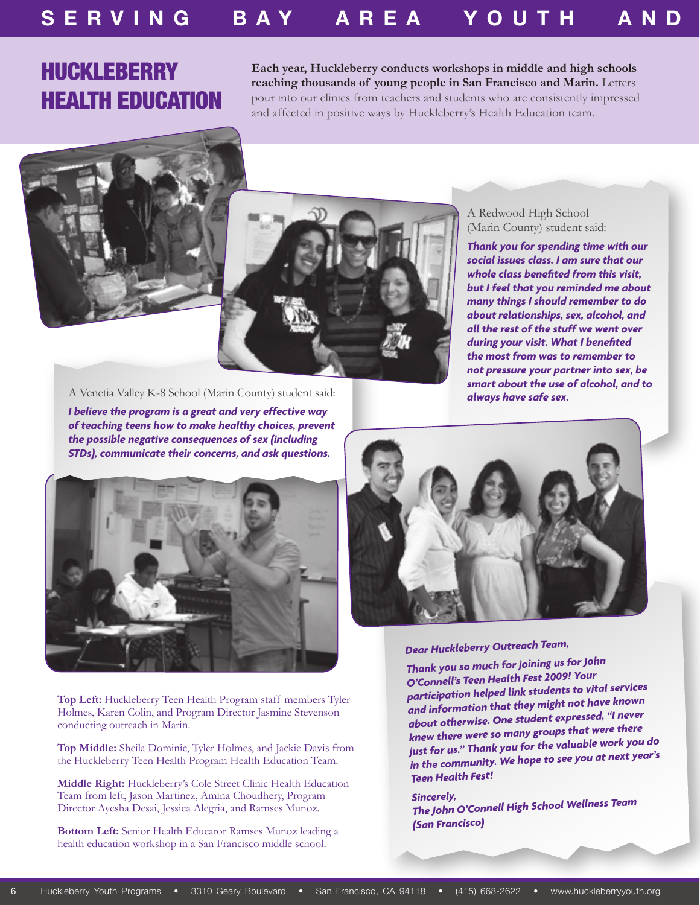# HUCKLEBERRY HEALTH EDUCATION

**Each year, Huckleberry conducts workshops in middle and high schools reaching thousands of young people in San Francisco and Marin.** Letters pour into our clinics from teachers and students who are consistently impressed and affected in positive ways by Huckleberry's Health Education team.

A Redwood High School (Marin County) student said:

***Thank you for spending time with our social issues class. I am sure that our whole class benefited from this visit, but I feel that you reminded me about many things I should remember to do about relationships, sex, alcohol, and all the rest of the stuff we went over during your visit. What I benefited the most from was to remember to not pressure your partner into sex, be smart about the use of alcohol, and to always have safe sex.***

A Venetia Valley K-8 School (Marin County) student said:

***I believe the program is a great and very effective way of teaching teens how to make healthy choices, prevent the possible negative consequences of sex (including STDs), communicate their concerns, and ask questions.***

*Dear Huckleberry Outreach Team,*

*Thank you so much for joining us for John O'Connell's Teen Health Fest 2009! Your participation helped link students to vital services and information that they might not have known about otherwise. One student expressed, "I never knew there were so many groups that were there just for us." Thank you for the valuable work you do in the community. We hope to see you at next year's Teen Health Fest!*

*Sincerely,*
*The John O'Connell High School Wellness Team (San Francisco)*

**Top Left:** Huckleberry Teen Health Program staff members Tyler Holmes, Karen Colin, and Program Director Jasmine Stevenson conducting outreach in Marin.

**Top Middle:** Sheila Dominic, Tyler Holmes, and Jackie Davis from the Huckleberry Teen Health Program Health Education Team.

**Middle Right:** Huckleberry's Cole Street Clinic Health Education Team from left, Jason Martinez, Amina Choudhery, Program Director Ayesha Desai, Jessica Alegria, and Ramses Munoz.

**Bottom Left:** Senior Health Educator Ramses Munoz leading a health education workshop in a San Francisco middle school.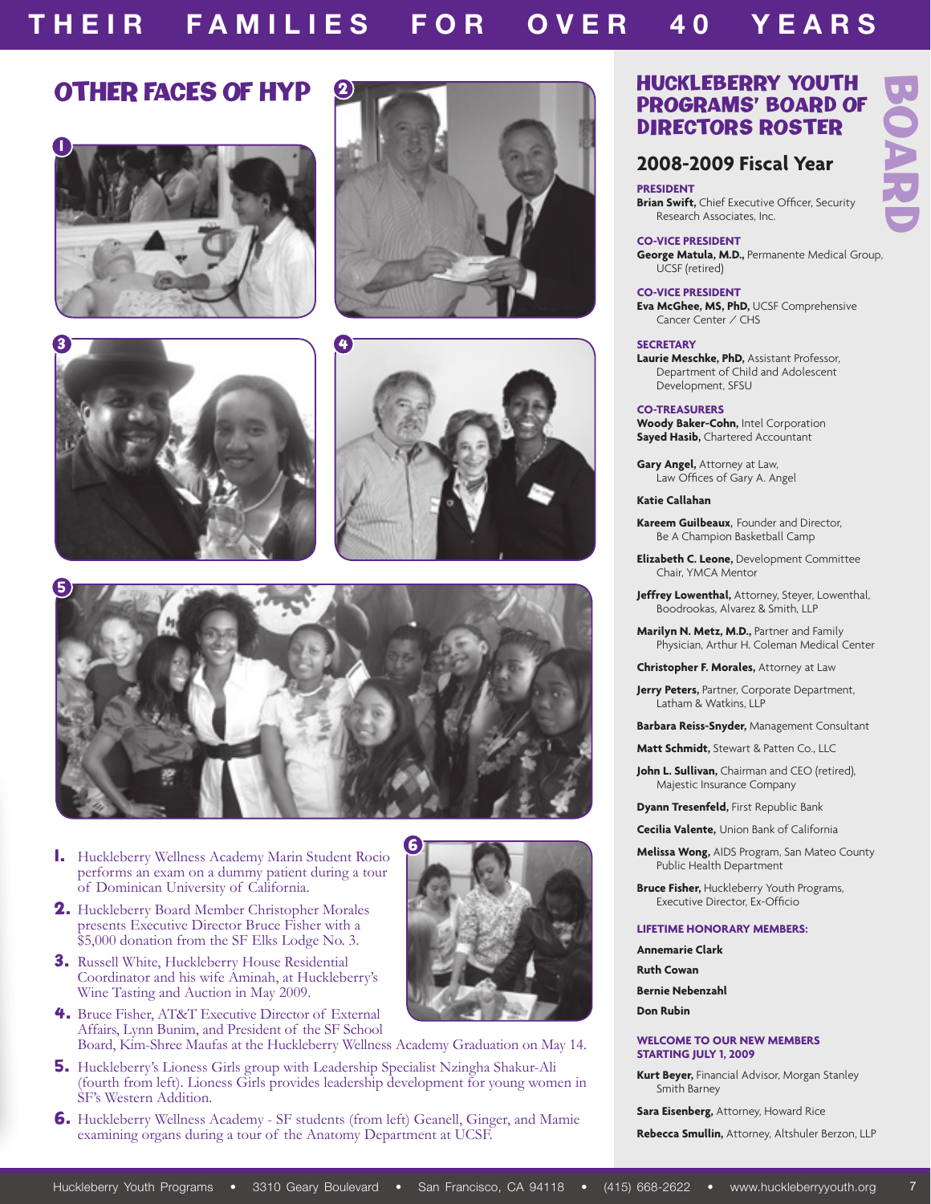## OTHER FACES OF HYP

1. Huckleberry Wellness Academy Marin Student Rocio performs an exam on a dummy patient during a tour of Dominican University of California.
2. Huckleberry Board Member Christopher Morales presents Executive Director Bruce Fisher with a $5,000 donation from the SF Elks Lodge No. 3.
3. Russell White, Huckleberry House Residential Coordinator and his wife Aminah, at Huckleberry's Wine Tasting and Auction in May 2009.
4. Bruce Fisher, AT&T Executive Director of External Affairs, Lynn Bunim, and President of the SF School Board, Kim-Shree Maufas at the Huckleberry Wellness Academy Graduation on May 14.
5. Huckleberry's Lioness Girls group with Leadership Specialist Nzingha Shakur-Ali (fourth from left). Lioness Girls provides leadership development for young women in SF's Western Addition.
6. Huckleberry Wellness Academy - SF students (from left) Geanell, Ginger, and Mamie examining organs during a tour of the Anatomy Department at UCSF.

# BOARD

## HUCKLEBERRY YOUTH PROGRAMS' BOARD OF DIRECTORS ROSTER

### 2008-2009 Fiscal Year

**PRESIDENT**
**Brian Swift,** Chief Executive Officer, Security Research Associates, Inc.

**CO-VICE PRESIDENT**
**George Matula, M.D.,** Permanente Medical Group, UCSF (retired)

**CO-VICE PRESIDENT**
**Eva McGhee, MS, PhD,** UCSF Comprehensive Cancer Center / CHS

**SECRETARY**
**Laurie Meschke, PhD,** Assistant Professor, Department of Child and Adolescent Development, SFSU

**CO-TREASURERS**
**Woody Baker-Cohn,** Intel Corporation
**Sayed Hasib,** Chartered Accountant

**Gary Angel,** Attorney at Law, Law Offices of Gary A. Angel

**Katie Callahan**

**Kareem Guilbeaux,** Founder and Director, Be A Champion Basketball Camp

**Elizabeth C. Leone,** Development Committee Chair, YMCA Mentor

**Jeffrey Lowenthal,** Attorney, Steyer, Lowenthal, Boodrookas, Alvarez & Smith, LLP

**Marilyn N. Metz, M.D.,** Partner and Family Physician, Arthur H. Coleman Medical Center

**Christopher F. Morales,** Attorney at Law

**Jerry Peters,** Partner, Corporate Department, Latham & Watkins, LLP

**Barbara Reiss-Snyder,** Management Consultant

**Matt Schmidt,** Stewart & Patten Co., LLC

**John L. Sullivan,** Chairman and CEO (retired), Majestic Insurance Company

**Dyann Tresenfeld,** First Republic Bank

**Cecilia Valente,** Union Bank of California

**Melissa Wong,** AIDS Program, San Mateo County Public Health Department

**Bruce Fisher,** Huckleberry Youth Programs, Executive Director, Ex-Officio

**LIFETIME HONORARY MEMBERS:**

**Annemarie Clark**

**Ruth Cowan**

**Bernie Nebenzahl**

**Don Rubin**

**WELCOME TO OUR NEW MEMBERS STARTING JULY 1, 2009**

**Kurt Beyer,** Financial Advisor, Morgan Stanley Smith Barney

**Sara Eisenberg,** Attorney, Howard Rice

**Rebecca Smullin,** Attorney, Altshuler Berzon, LLP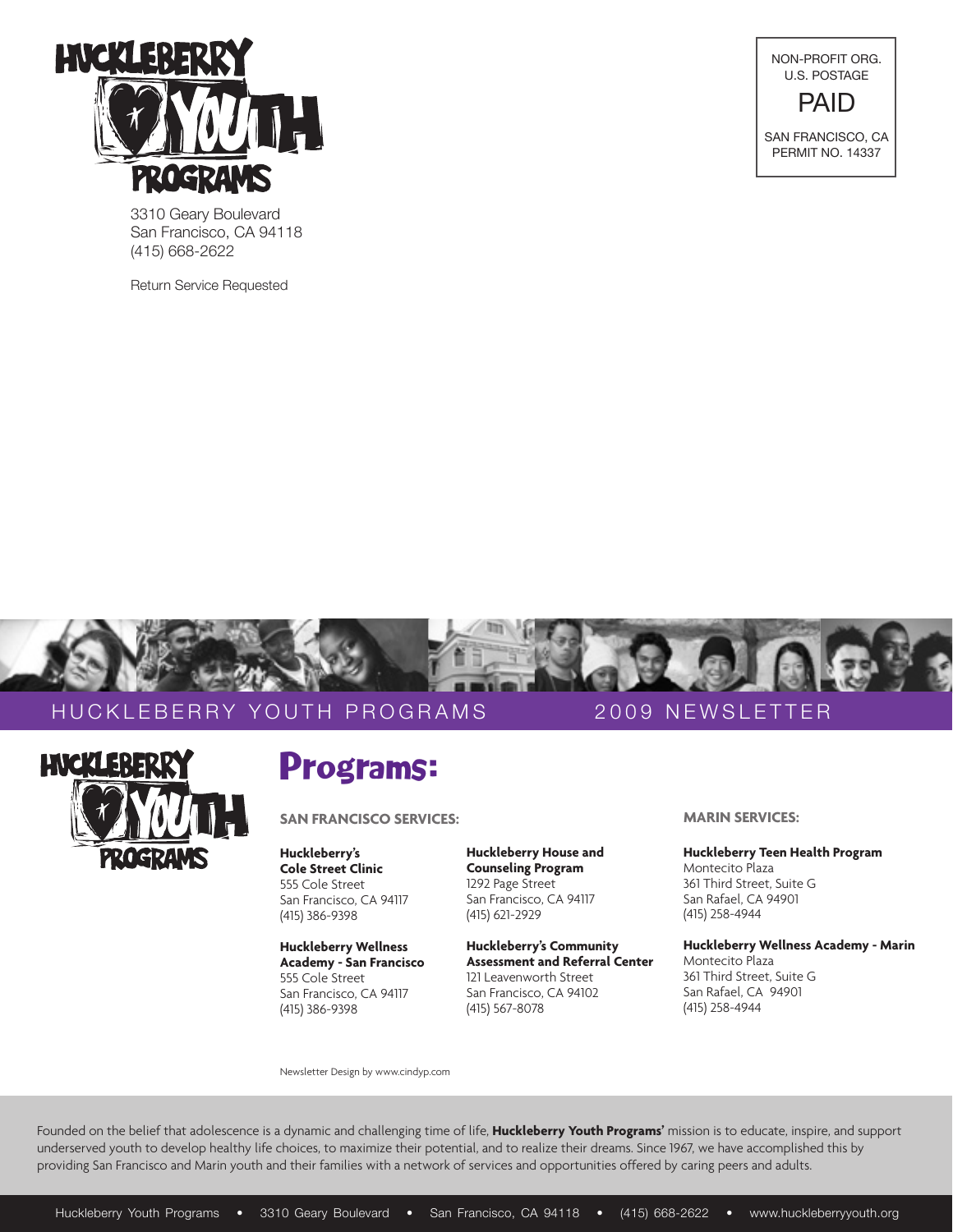HUCKLEBERRY YOUTH PROGRAMS

3310 Geary Boulevard
San Francisco, CA 94118
(415) 668-2622

Return Service Requested

NON-PROFIT ORG.
U.S. POSTAGE
PAID
SAN FRANCISCO, CA
PERMIT NO. 14337

HUCKLEBERRY YOUTH PROGRAMS 2009 NEWSLETTER

HUCKLEBERRY YOUTH PROGRAMS

# Programs:

## SAN FRANCISCO SERVICES:

**Huckleberry's Cole Street Clinic**
555 Cole Street
San Francisco, CA 94117
(415) 386-9398

**Huckleberry Wellness Academy - San Francisco**
555 Cole Street
San Francisco, CA 94117
(415) 386-9398

**Huckleberry House and Counseling Program**
1292 Page Street
San Francisco, CA 94117
(415) 621-2929

**Huckleberry's Community Assessment and Referral Center**
121 Leavenworth Street
San Francisco, CA 94102
(415) 567-8078

## MARIN SERVICES:

**Huckleberry Teen Health Program**
Montecito Plaza
361 Third Street, Suite G
San Rafael, CA 94901
(415) 258-4944

**Huckleberry Wellness Academy - Marin**
Montecito Plaza
361 Third Street, Suite G
San Rafael, CA 94901
(415) 258-4944

Newsletter Design by www.cindyp.com

Founded on the belief that adolescence is a dynamic and challenging time of life, **Huckleberry Youth Programs'** mission is to educate, inspire, and support underserved youth to develop healthy life choices, to maximize their potential, and to realize their dreams. Since 1967, we have accomplished this by providing San Francisco and Marin youth and their families with a network of services and opportunities offered by caring peers and adults.

Huckleberry Youth Programs • 3310 Geary Boulevard • San Francisco, CA 94118 • (415) 668-2622 • www.huckleberryyouth.org